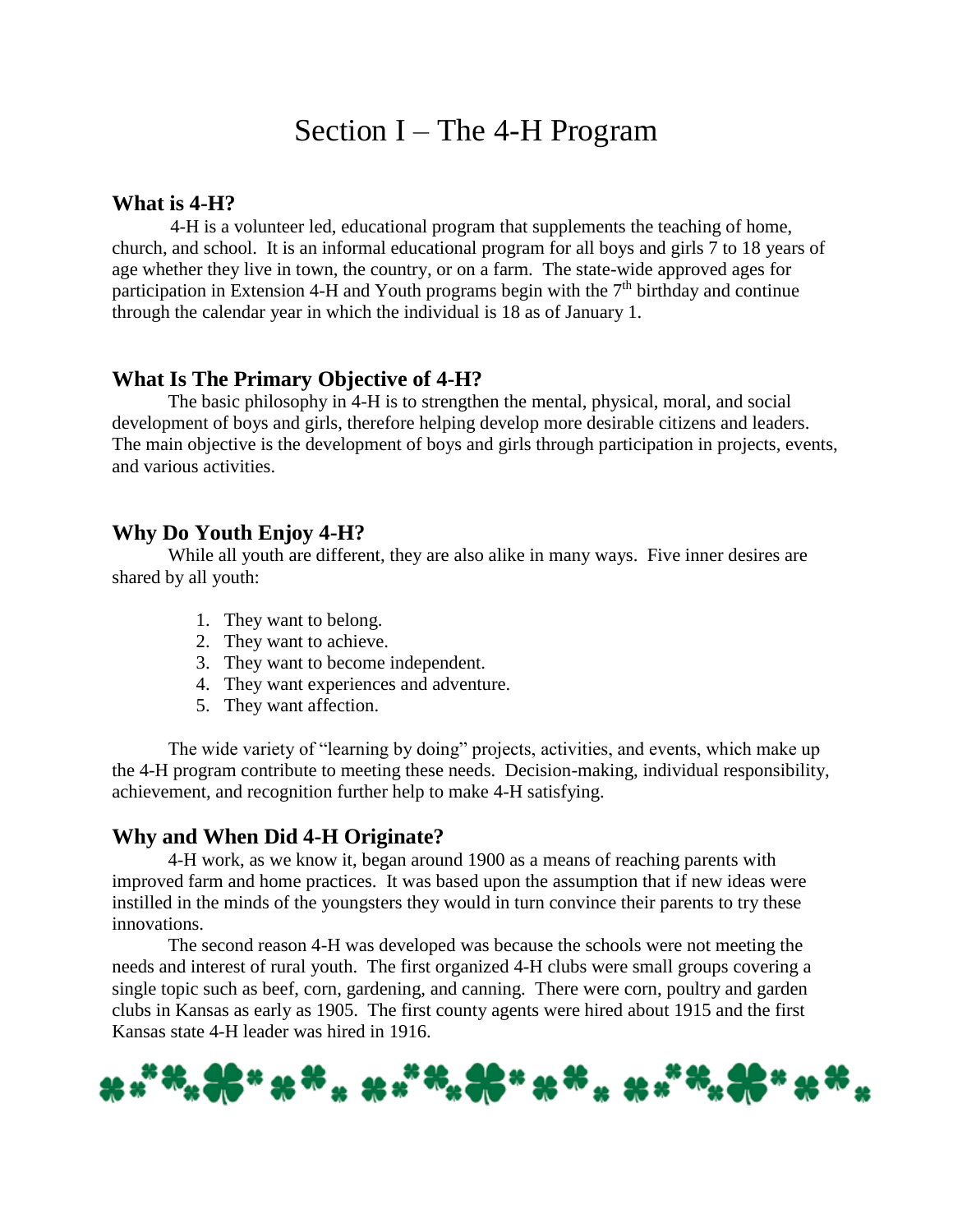# Section I – The 4-H Program

## What is 4-H?

4-H is a volunteer led, educational program that supplements the teaching of home, church, and school. It is an informal educational program for all boys and girls 7 to 18 years of age whether they live in town, the country, or on a farm. The state-wide approved ages for participation in Extension 4-H and Youth programs begin with the 7th birthday and continue through the calendar year in which the individual is 18 as of January 1.

## What Is The Primary Objective of 4-H?

The basic philosophy in 4-H is to strengthen the mental, physical, moral, and social development of boys and girls, therefore helping develop more desirable citizens and leaders. The main objective is the development of boys and girls through participation in projects, events, and various activities.

## Why Do Youth Enjoy 4-H?

While all youth are different, they are also alike in many ways. Five inner desires are shared by all youth:

1. They want to belong.
2. They want to achieve.
3. They want to become independent.
4. They want experiences and adventure.
5. They want affection.

The wide variety of "learning by doing" projects, activities, and events, which make up the 4-H program contribute to meeting these needs. Decision-making, individual responsibility, achievement, and recognition further help to make 4-H satisfying.

## Why and When Did 4-H Originate?

4-H work, as we know it, began around 1900 as a means of reaching parents with improved farm and home practices. It was based upon the assumption that if new ideas were instilled in the minds of the youngsters they would in turn convince their parents to try these innovations.

The second reason 4-H was developed was because the schools were not meeting the needs and interest of rural youth. The first organized 4-H clubs were small groups covering a single topic such as beef, corn, gardening, and canning. There were corn, poultry and garden clubs in Kansas as early as 1905. The first county agents were hired about 1915 and the first Kansas state 4-H leader was hired in 1916.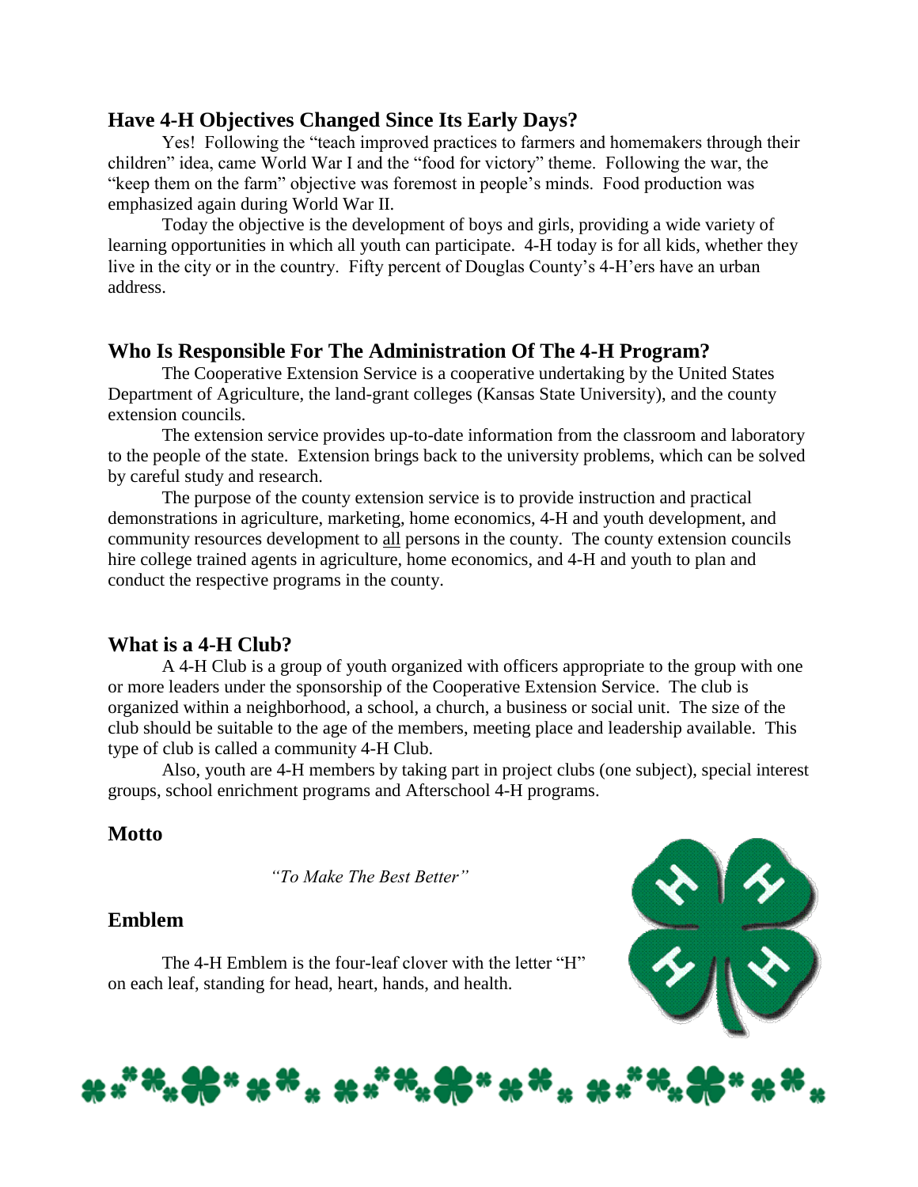## Have 4-H Objectives Changed Since Its Early Days?

Yes! Following the "teach improved practices to farmers and homemakers through their children" idea, came World War I and the "food for victory" theme. Following the war, the "keep them on the farm" objective was foremost in people's minds. Food production was emphasized again during World War II.

Today the objective is the development of boys and girls, providing a wide variety of learning opportunities in which all youth can participate. 4-H today is for all kids, whether they live in the city or in the country. Fifty percent of Douglas County's 4-H'ers have an urban address.

## Who Is Responsible For The Administration Of The 4-H Program?

The Cooperative Extension Service is a cooperative undertaking by the United States Department of Agriculture, the land-grant colleges (Kansas State University), and the county extension councils.

The extension service provides up-to-date information from the classroom and laboratory to the people of the state. Extension brings back to the university problems, which can be solved by careful study and research.

The purpose of the county extension service is to provide instruction and practical demonstrations in agriculture, marketing, home economics, 4-H and youth development, and community resources development to <u>all</u> persons in the county. The county extension councils hire college trained agents in agriculture, home economics, and 4-H and youth to plan and conduct the respective programs in the county.

## What is a 4-H Club?

A 4-H Club is a group of youth organized with officers appropriate to the group with one or more leaders under the sponsorship of the Cooperative Extension Service. The club is organized within a neighborhood, a school, a church, a business or social unit. The size of the club should be suitable to the age of the members, meeting place and leadership available. This type of club is called a community 4-H Club.

Also, youth are 4-H members by taking part in project clubs (one subject), special interest groups, school enrichment programs and Afterschool 4-H programs.

## Motto

*"To Make The Best Better"*

## Emblem

The 4-H Emblem is the four-leaf clover with the letter "H" on each leaf, standing for head, heart, hands, and health.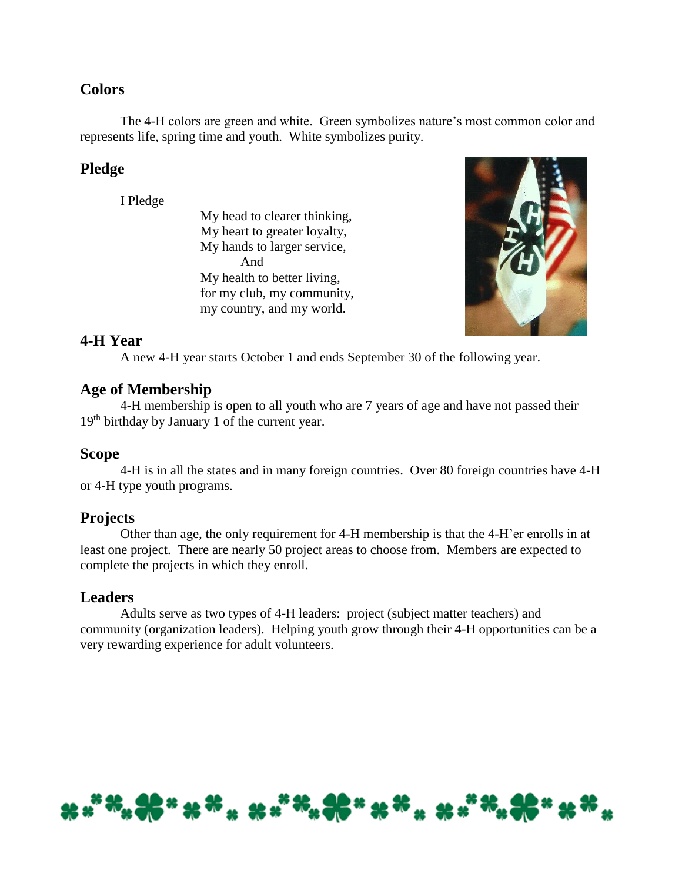## Colors

The 4-H colors are green and white. Green symbolizes nature's most common color and represents life, spring time and youth. White symbolizes purity.

## Pledge

I Pledge

My head to clearer thinking,  
My heart to greater loyalty,  
My hands to larger service,  
And  
My health to better living,  
for my club, my community,  
my country, and my world.

## 4-H Year

A new 4-H year starts October 1 and ends September 30 of the following year.

## Age of Membership

4-H membership is open to all youth who are 7 years of age and have not passed their 19th birthday by January 1 of the current year.

## Scope

4-H is in all the states and in many foreign countries. Over 80 foreign countries have 4-H or 4-H type youth programs.

## Projects

Other than age, the only requirement for 4-H membership is that the 4-H'er enrolls in at least one project. There are nearly 50 project areas to choose from. Members are expected to complete the projects in which they enroll.

## Leaders

Adults serve as two types of 4-H leaders: project (subject matter teachers) and community (organization leaders). Helping youth grow through their 4-H opportunities can be a very rewarding experience for adult volunteers.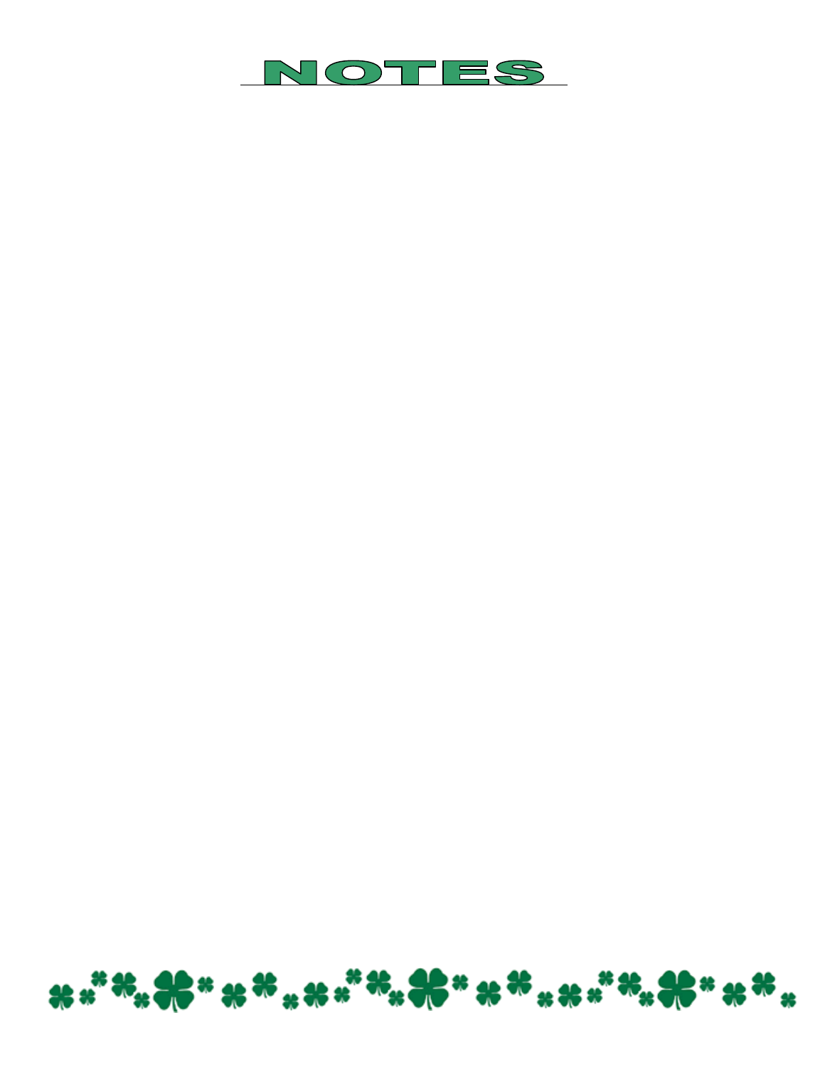# NOTES